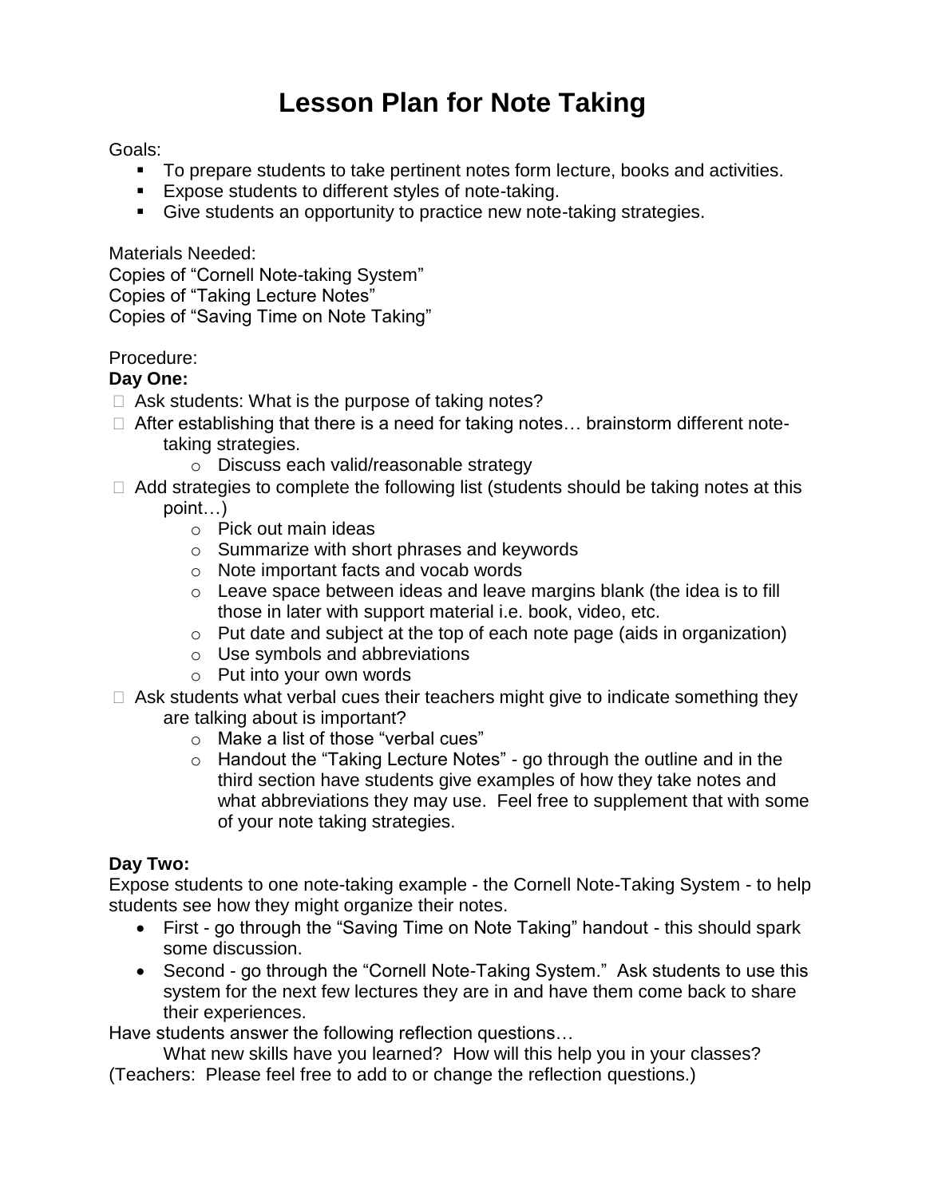# Lesson Plan for Note Taking

Goals:

- To prepare students to take pertinent notes form lecture, books and activities.
- Expose students to different styles of note-taking.
- Give students an opportunity to practice new note-taking strategies.

Materials Needed:
Copies of "Cornell Note-taking System"
Copies of "Taking Lecture Notes"
Copies of "Saving Time on Note Taking"

Procedure:

**Day One:**

- Ask students: What is the purpose of taking notes?
- After establishing that there is a need for taking notes… brainstorm different note-taking strategies.
  - Discuss each valid/reasonable strategy
- Add strategies to complete the following list (students should be taking notes at this point…)
  - Pick out main ideas
  - Summarize with short phrases and keywords
  - Note important facts and vocab words
  - Leave space between ideas and leave margins blank (the idea is to fill those in later with support material i.e. book, video, etc.
  - Put date and subject at the top of each note page (aids in organization)
  - Use symbols and abbreviations
  - Put into your own words
- Ask students what verbal cues their teachers might give to indicate something they are talking about is important?
  - Make a list of those "verbal cues"
  - Handout the "Taking Lecture Notes" - go through the outline and in the third section have students give examples of how they take notes and what abbreviations they may use. Feel free to supplement that with some of your note taking strategies.

**Day Two:**

Expose students to one note-taking example - the Cornell Note-Taking System - to help students see how they might organize their notes.

- First - go through the "Saving Time on Note Taking" handout - this should spark some discussion.
- Second - go through the "Cornell Note-Taking System." Ask students to use this system for the next few lectures they are in and have them come back to share their experiences.

Have students answer the following reflection questions…

What new skills have you learned? How will this help you in your classes?

(Teachers: Please feel free to add to or change the reflection questions.)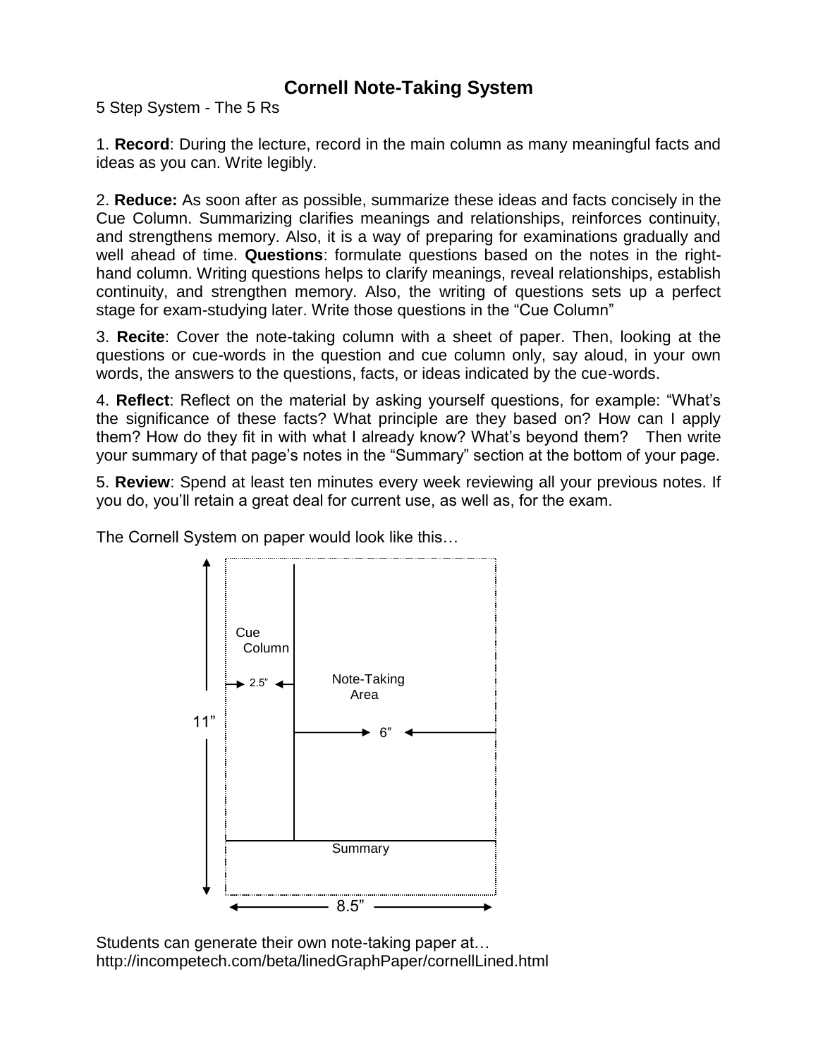# Cornell Note-Taking System

5 Step System - The 5 Rs

1. **Record**: During the lecture, record in the main column as many meaningful facts and ideas as you can. Write legibly.

2. **Reduce:** As soon after as possible, summarize these ideas and facts concisely in the Cue Column. Summarizing clarifies meanings and relationships, reinforces continuity, and strengthens memory. Also, it is a way of preparing for examinations gradually and well ahead of time. **Questions**: formulate questions based on the notes in the right-hand column. Writing questions helps to clarify meanings, reveal relationships, establish continuity, and strengthen memory. Also, the writing of questions sets up a perfect stage for exam-studying later. Write those questions in the "Cue Column"

3. **Recite**: Cover the note-taking column with a sheet of paper. Then, looking at the questions or cue-words in the question and cue column only, say aloud, in your own words, the answers to the questions, facts, or ideas indicated by the cue-words.

4. **Reflect**: Reflect on the material by asking yourself questions, for example: "What's the significance of these facts? What principle are they based on? How can I apply them? How do they fit in with what I already know? What's beyond them? Then write your summary of that page's notes in the "Summary" section at the bottom of your page.

5. **Review**: Spend at least ten minutes every week reviewing all your previous notes. If you do, you'll retain a great deal for current use, as well as, for the exam.

The Cornell System on paper would look like this…

Cue Column

2.5"

Note-Taking Area

6"

11"

Summary

8.5"

Students can generate their own note-taking paper at…
http://incompetech.com/beta/linedGraphPaper/cornellLined.html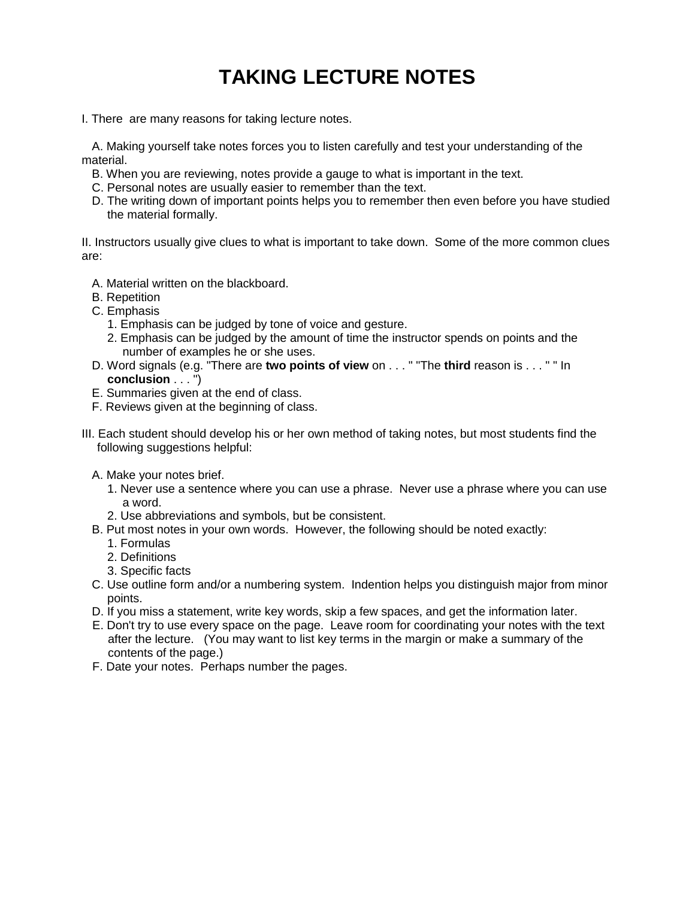# TAKING LECTURE NOTES

I. There are many reasons for taking lecture notes.

A. Making yourself take notes forces you to listen carefully and test your understanding of the material.
B. When you are reviewing, notes provide a gauge to what is important in the text.
C. Personal notes are usually easier to remember than the text.
D. The writing down of important points helps you to remember then even before you have studied the material formally.

II. Instructors usually give clues to what is important to take down. Some of the more common clues are:

A. Material written on the blackboard.
B. Repetition
C. Emphasis
   1. Emphasis can be judged by tone of voice and gesture.
   2. Emphasis can be judged by the amount of time the instructor spends on points and the number of examples he or she uses.
D. Word signals (e.g. "There are **two points of view** on . . . " "The **third** reason is . . . " " In **conclusion** . . . ")
E. Summaries given at the end of class.
F. Reviews given at the beginning of class.

III. Each student should develop his or her own method of taking notes, but most students find the following suggestions helpful:

A. Make your notes brief.
   1. Never use a sentence where you can use a phrase. Never use a phrase where you can use a word.
   2. Use abbreviations and symbols, but be consistent.
B. Put most notes in your own words. However, the following should be noted exactly:
   1. Formulas
   2. Definitions
   3. Specific facts
C. Use outline form and/or a numbering system. Indention helps you distinguish major from minor points.
D. If you miss a statement, write key words, skip a few spaces, and get the information later.
E. Don't try to use every space on the page. Leave room for coordinating your notes with the text after the lecture. (You may want to list key terms in the margin or make a summary of the contents of the page.)
F. Date your notes. Perhaps number the pages.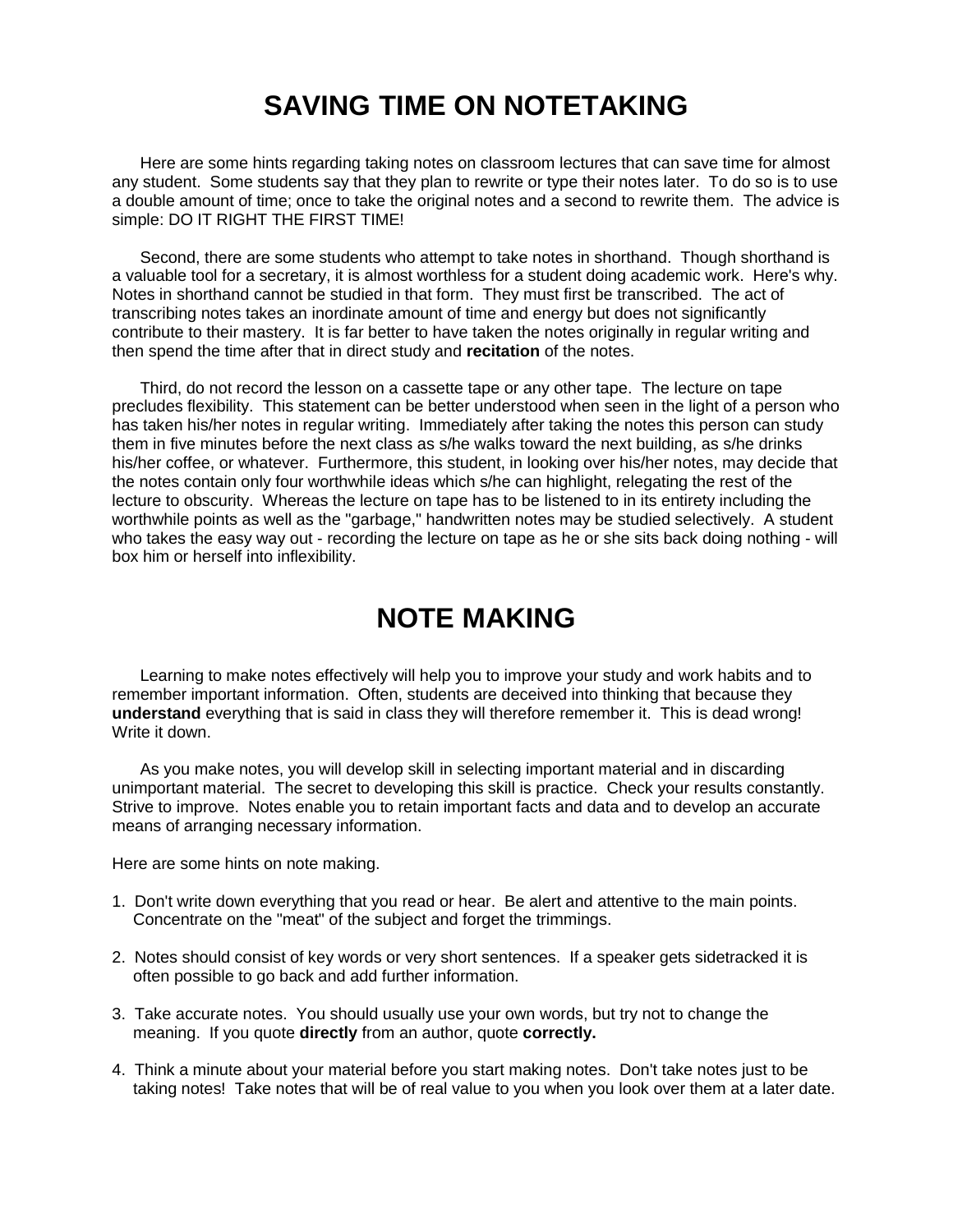# SAVING TIME ON NOTETAKING

Here are some hints regarding taking notes on classroom lectures that can save time for almost any student. Some students say that they plan to rewrite or type their notes later. To do so is to use a double amount of time; once to take the original notes and a second to rewrite them. The advice is simple: DO IT RIGHT THE FIRST TIME!

Second, there are some students who attempt to take notes in shorthand. Though shorthand is a valuable tool for a secretary, it is almost worthless for a student doing academic work. Here's why. Notes in shorthand cannot be studied in that form. They must first be transcribed. The act of transcribing notes takes an inordinate amount of time and energy but does not significantly contribute to their mastery. It is far better to have taken the notes originally in regular writing and then spend the time after that in direct study and **recitation** of the notes.

Third, do not record the lesson on a cassette tape or any other tape. The lecture on tape precludes flexibility. This statement can be better understood when seen in the light of a person who has taken his/her notes in regular writing. Immediately after taking the notes this person can study them in five minutes before the next class as s/he walks toward the next building, as s/he drinks his/her coffee, or whatever. Furthermore, this student, in looking over his/her notes, may decide that the notes contain only four worthwhile ideas which s/he can highlight, relegating the rest of the lecture to obscurity. Whereas the lecture on tape has to be listened to in its entirety including the worthwhile points as well as the "garbage," handwritten notes may be studied selectively. A student who takes the easy way out - recording the lecture on tape as he or she sits back doing nothing - will box him or herself into inflexibility.

# NOTE MAKING

Learning to make notes effectively will help you to improve your study and work habits and to remember important information. Often, students are deceived into thinking that because they **understand** everything that is said in class they will therefore remember it. This is dead wrong! Write it down.

As you make notes, you will develop skill in selecting important material and in discarding unimportant material. The secret to developing this skill is practice. Check your results constantly. Strive to improve. Notes enable you to retain important facts and data and to develop an accurate means of arranging necessary information.

Here are some hints on note making.

1. Don't write down everything that you read or hear. Be alert and attentive to the main points. Concentrate on the "meat" of the subject and forget the trimmings.

2. Notes should consist of key words or very short sentences. If a speaker gets sidetracked it is often possible to go back and add further information.

3. Take accurate notes. You should usually use your own words, but try not to change the meaning. If you quote **directly** from an author, quote **correctly.**

4. Think a minute about your material before you start making notes. Don't take notes just to be taking notes! Take notes that will be of real value to you when you look over them at a later date.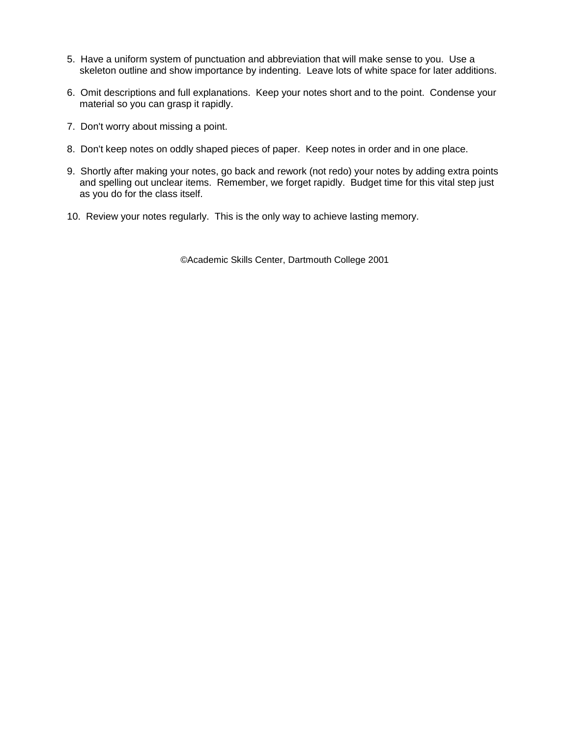5. Have a uniform system of punctuation and abbreviation that will make sense to you. Use a skeleton outline and show importance by indenting. Leave lots of white space for later additions.

6. Omit descriptions and full explanations. Keep your notes short and to the point. Condense your material so you can grasp it rapidly.

7. Don't worry about missing a point.

8. Don't keep notes on oddly shaped pieces of paper. Keep notes in order and in one place.

9. Shortly after making your notes, go back and rework (not redo) your notes by adding extra points and spelling out unclear items. Remember, we forget rapidly. Budget time for this vital step just as you do for the class itself.

10. Review your notes regularly. This is the only way to achieve lasting memory.

©Academic Skills Center, Dartmouth College 2001